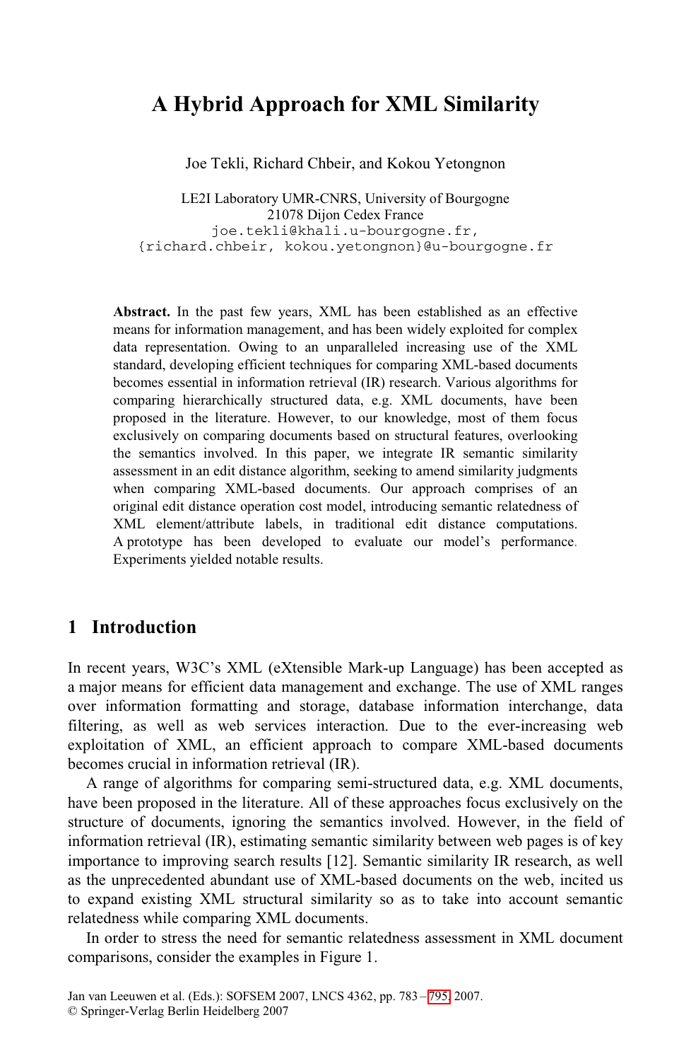# A Hybrid Approach for XML Similarity

Joe Tekli, Richard Chbeir, and Kokou Yetongnon

LE2I Laboratory UMR-CNRS, University of Bourgogne
21078 Dijon Cedex France
joe.tekli@khali.u-bourgogne.fr,
{richard.chbeir, kokou.yetongnon}@u-bourgogne.fr

**Abstract.** In the past few years, XML has been established as an effective means for information management, and has been widely exploited for complex data representation. Owing to an unparalleled increasing use of the XML standard, developing efficient techniques for comparing XML-based documents becomes essential in information retrieval (IR) research. Various algorithms for comparing hierarchically structured data, e.g. XML documents, have been proposed in the literature. However, to our knowledge, most of them focus exclusively on comparing documents based on structural features, overlooking the semantics involved. In this paper, we integrate IR semantic similarity assessment in an edit distance algorithm, seeking to amend similarity judgments when comparing XML-based documents. Our approach comprises of an original edit distance operation cost model, introducing semantic relatedness of XML element/attribute labels, in traditional edit distance computations. A prototype has been developed to evaluate our model's performance. Experiments yielded notable results.

## 1 Introduction

In recent years, W3C's XML (eXtensible Mark-up Language) has been accepted as a major means for efficient data management and exchange. The use of XML ranges over information formatting and storage, database information interchange, data filtering, as well as web services interaction. Due to the ever-increasing web exploitation of XML, an efficient approach to compare XML-based documents becomes crucial in information retrieval (IR).

A range of algorithms for comparing semi-structured data, e.g. XML documents, have been proposed in the literature. All of these approaches focus exclusively on the structure of documents, ignoring the semantics involved. However, in the field of information retrieval (IR), estimating semantic similarity between web pages is of key importance to improving search results [12]. Semantic similarity IR research, as well as the unprecedented abundant use of XML-based documents on the web, incited us to expand existing XML structural similarity so as to take into account semantic relatedness while comparing XML documents.

In order to stress the need for semantic relatedness assessment in XML document comparisons, consider the examples in Figure 1.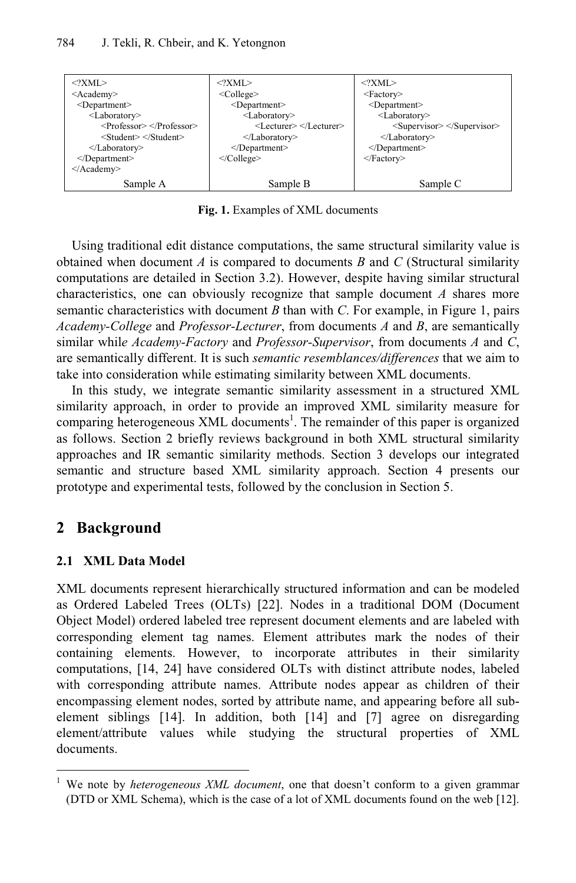| <?XML> <Academy> <Department> <Laboratory> <Professor> </Professor> <Student> </Student> </Laboratory> </Department> </Academy> | <?XML> <College> <Department> <Laboratory> <Lecturer> </Lecturer> </Laboratory> </Department> </College> | <?XML> <Factory> <Department> <Laboratory> <Supervisor> </Supervisor> </Laboratory> </Department> </Factory> |
| --- | --- | --- |
| Sample A | Sample B | Sample C |

```
Sample A:
<?XML>
<Academy>
  <Department>
    <Laboratory>
      <Professor> </Professor>
      <Student> </Student>
    </Laboratory>
  </Department>
</Academy>

Sample B:
<?XML>
<College>
  <Department>
    <Laboratory>
      <Lecturer> </Lecturer>
    </Laboratory>
  </Department>
</College>

Sample C:
<?XML>
<Factory>
  <Department>
    <Laboratory>
      <Supervisor> </Supervisor>
    </Laboratory>
  </Department>
</Factory>
```

**Fig. 1.** Examples of XML documents

Using traditional edit distance computations, the same structural similarity value is obtained when document *A* is compared to documents *B* and *C* (Structural similarity computations are detailed in Section 3.2). However, despite having similar structural characteristics, one can obviously recognize that sample document *A* shares more semantic characteristics with document *B* than with *C*. For example, in Figure 1, pairs *Academy-College* and *Professor-Lecturer*, from documents *A* and *B*, are semantically similar while *Academy-Factory* and *Professor-Supervisor*, from documents *A* and *C*, are semantically different. It is such *semantic resemblances/differences* that we aim to take into consideration while estimating similarity between XML documents.

In this study, we integrate semantic similarity assessment in a structured XML similarity approach, in order to provide an improved XML similarity measure for comparing heterogeneous XML documents[1]. The remainder of this paper is organized as follows. Section 2 briefly reviews background in both XML structural similarity approaches and IR semantic similarity methods. Section 3 develops our integrated semantic and structure based XML similarity approach. Section 4 presents our prototype and experimental tests, followed by the conclusion in Section 5.

## 2 Background

### 2.1 XML Data Model

XML documents represent hierarchically structured information and can be modeled as Ordered Labeled Trees (OLTs) [22]. Nodes in a traditional DOM (Document Object Model) ordered labeled tree represent document elements and are labeled with corresponding element tag names. Element attributes mark the nodes of their containing elements. However, to incorporate attributes in their similarity computations, [14, 24] have considered OLTs with distinct attribute nodes, labeled with corresponding attribute names. Attribute nodes appear as children of their encompassing element nodes, sorted by attribute name, and appearing before all sub-element siblings [14]. In addition, both [14] and [7] agree on disregarding element/attribute values while studying the structural properties of XML documents.

[1] We note by *heterogeneous XML document*, one that doesn't conform to a given grammar (DTD or XML Schema), which is the case of a lot of XML documents found on the web [12].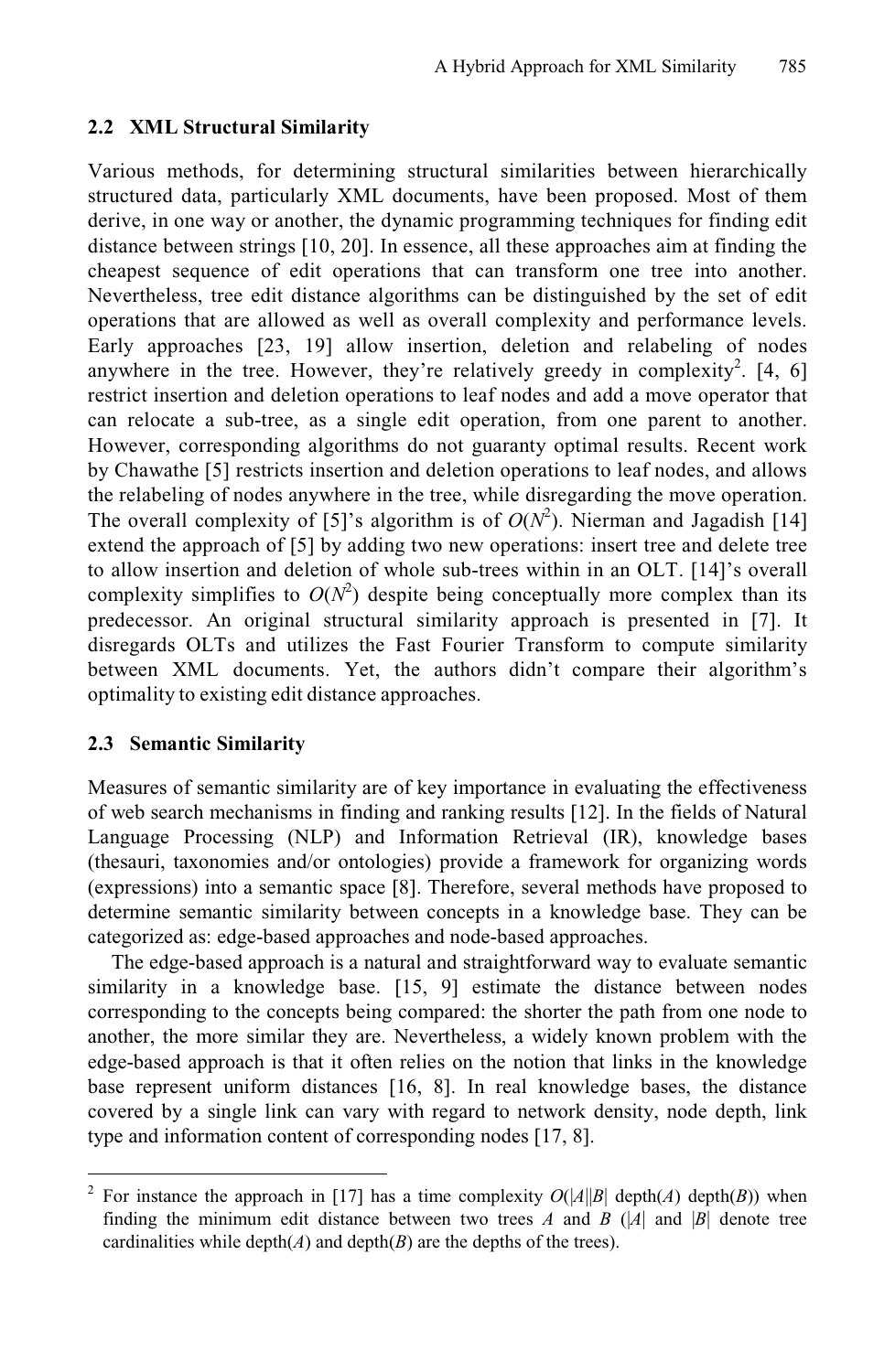### 2.2 XML Structural Similarity

Various methods, for determining structural similarities between hierarchically structured data, particularly XML documents, have been proposed. Most of them derive, in one way or another, the dynamic programming techniques for finding edit distance between strings [10, 20]. In essence, all these approaches aim at finding the cheapest sequence of edit operations that can transform one tree into another. Nevertheless, tree edit distance algorithms can be distinguished by the set of edit operations that are allowed as well as overall complexity and performance levels. Early approaches [23, 19] allow insertion, deletion and relabeling of nodes anywhere in the tree. However, they're relatively greedy in complexity[2]. [4, 6] restrict insertion and deletion operations to leaf nodes and add a move operator that can relocate a sub-tree, as a single edit operation, from one parent to another. However, corresponding algorithms do not guaranty optimal results. Recent work by Chawathe [5] restricts insertion and deletion operations to leaf nodes, and allows the relabeling of nodes anywhere in the tree, while disregarding the move operation. The overall complexity of [5]'s algorithm is of $O(N^2)$. Nierman and Jagadish [14] extend the approach of [5] by adding two new operations: insert tree and delete tree to allow insertion and deletion of whole sub-trees within in an OLT. [14]'s overall complexity simplifies to $O(N^2)$ despite being conceptually more complex than its predecessor. An original structural similarity approach is presented in [7]. It disregards OLTs and utilizes the Fast Fourier Transform to compute similarity between XML documents. Yet, the authors didn't compare their algorithm's optimality to existing edit distance approaches.

### 2.3 Semantic Similarity

Measures of semantic similarity are of key importance in evaluating the effectiveness of web search mechanisms in finding and ranking results [12]. In the fields of Natural Language Processing (NLP) and Information Retrieval (IR), knowledge bases (thesauri, taxonomies and/or ontologies) provide a framework for organizing words (expressions) into a semantic space [8]. Therefore, several methods have proposed to determine semantic similarity between concepts in a knowledge base. They can be categorized as: edge-based approaches and node-based approaches.

The edge-based approach is a natural and straightforward way to evaluate semantic similarity in a knowledge base. [15, 9] estimate the distance between nodes corresponding to the concepts being compared: the shorter the path from one node to another, the more similar they are. Nevertheless, a widely known problem with the edge-based approach is that it often relies on the notion that links in the knowledge base represent uniform distances [16, 8]. In real knowledge bases, the distance covered by a single link can vary with regard to network density, node depth, link type and information content of corresponding nodes [17, 8].

---

[2] For instance the approach in [17] has a time complexity $O(|A||B| \text{ depth}(A) \text{ depth}(B))$ when finding the minimum edit distance between two trees $A$ and $B$ ($|A|$ and $|B|$ denote tree cardinalities while depth($A$) and depth($B$) are the depths of the trees).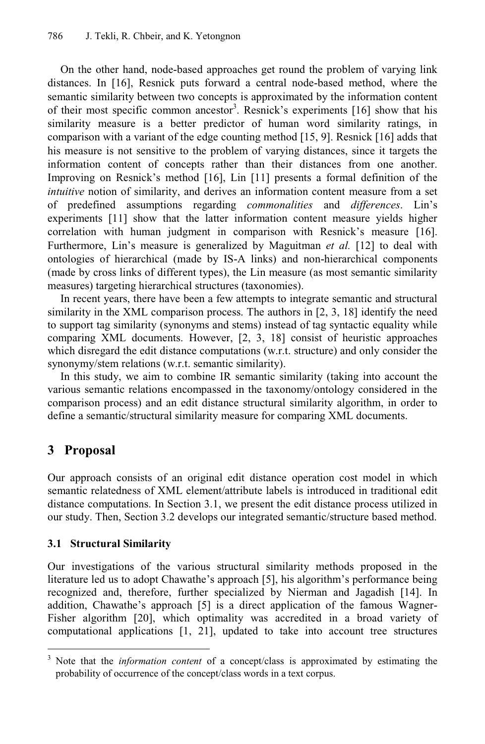On the other hand, node-based approaches get round the problem of varying link distances. In [16], Resnick puts forward a central node-based method, where the semantic similarity between two concepts is approximated by the information content of their most specific common ancestor[3]. Resnick's experiments [16] show that his similarity measure is a better predictor of human word similarity ratings, in comparison with a variant of the edge counting method [15, 9]. Resnick [16] adds that his measure is not sensitive to the problem of varying distances, since it targets the information content of concepts rather than their distances from one another. Improving on Resnick's method [16], Lin [11] presents a formal definition of the *intuitive* notion of similarity, and derives an information content measure from a set of predefined assumptions regarding *commonalities* and *differences*. Lin's experiments [11] show that the latter information content measure yields higher correlation with human judgment in comparison with Resnick's measure [16]. Furthermore, Lin's measure is generalized by Maguitman *et al.* [12] to deal with ontologies of hierarchical (made by IS-A links) and non-hierarchical components (made by cross links of different types), the Lin measure (as most semantic similarity measures) targeting hierarchical structures (taxonomies).

In recent years, there have been a few attempts to integrate semantic and structural similarity in the XML comparison process. The authors in [2, 3, 18] identify the need to support tag similarity (synonyms and stems) instead of tag syntactic equality while comparing XML documents. However, [2, 3, 18] consist of heuristic approaches which disregard the edit distance computations (w.r.t. structure) and only consider the synonymy/stem relations (w.r.t. semantic similarity).

In this study, we aim to combine IR semantic similarity (taking into account the various semantic relations encompassed in the taxonomy/ontology considered in the comparison process) and an edit distance structural similarity algorithm, in order to define a semantic/structural similarity measure for comparing XML documents.

## 3 Proposal

Our approach consists of an original edit distance operation cost model in which semantic relatedness of XML element/attribute labels is introduced in traditional edit distance computations. In Section 3.1, we present the edit distance process utilized in our study. Then, Section 3.2 develops our integrated semantic/structure based method.

### 3.1 Structural Similarity

Our investigations of the various structural similarity methods proposed in the literature led us to adopt Chawathe's approach [5], his algorithm's performance being recognized and, therefore, further specialized by Nierman and Jagadish [14]. In addition, Chawathe's approach [5] is a direct application of the famous Wagner-Fisher algorithm [20], which optimality was accredited in a broad variety of computational applications [1, 21], updated to take into account tree structures

[3] Note that the *information content* of a concept/class is approximated by estimating the probability of occurrence of the concept/class words in a text corpus.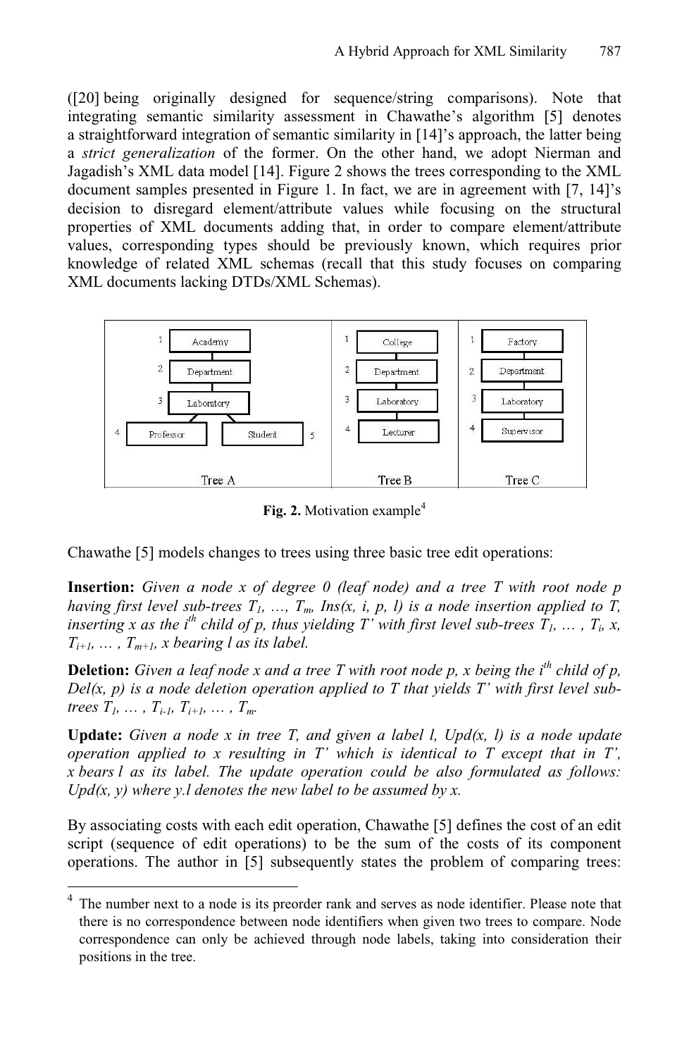([20] being originally designed for sequence/string comparisons). Note that integrating semantic similarity assessment in Chawathe's algorithm [5] denotes a straightforward integration of semantic similarity in [14]'s approach, the latter being a *strict generalization* of the former. On the other hand, we adopt Nierman and Jagadish's XML data model [14]. Figure 2 shows the trees corresponding to the XML document samples presented in Figure 1. In fact, we are in agreement with [7, 14]'s decision to disregard element/attribute values while focusing on the structural properties of XML documents adding that, in order to compare element/attribute values, corresponding types should be previously known, which requires prior knowledge of related XML schemas (recall that this study focuses on comparing XML documents lacking DTDs/XML Schemas).

**Fig. 2.** Motivation example[4]

Chawathe [5] models changes to trees using three basic tree edit operations:

**Insertion:** *Given a node x of degree 0 (leaf node) and a tree T with root node p having first level sub-trees $T_1$, …, $T_m$, Ins(x, i, p, l) is a node insertion applied to T, inserting x as the $i^{th}$ child of p, thus yielding T' with first level sub-trees $T_1$, … , $T_i$, x, $T_{i+1}$, … , $T_{m+1}$, x bearing l as its label.*

**Deletion:** *Given a leaf node x and a tree T with root node p, x being the $i^{th}$ child of p, Del(x, p) is a node deletion operation applied to T that yields T' with first level sub-trees $T_1$, … , $T_{i-1}$, $T_{i+1}$, … , $T_m$.*

**Update:** *Given a node x in tree T, and given a label l, Upd(x, l) is a node update operation applied to x resulting in T' which is identical to T except that in T', x bears l as its label. The update operation could be also formulated as follows: Upd(x, y) where y.l denotes the new label to be assumed by x.*

By associating costs with each edit operation, Chawathe [5] defines the cost of an edit script (sequence of edit operations) to be the sum of the costs of its component operations. The author in [5] subsequently states the problem of comparing trees:

[4] The number next to a node is its preorder rank and serves as node identifier. Please note that there is no correspondence between node identifiers when given two trees to compare. Node correspondence can only be achieved through node labels, taking into consideration their positions in the tree.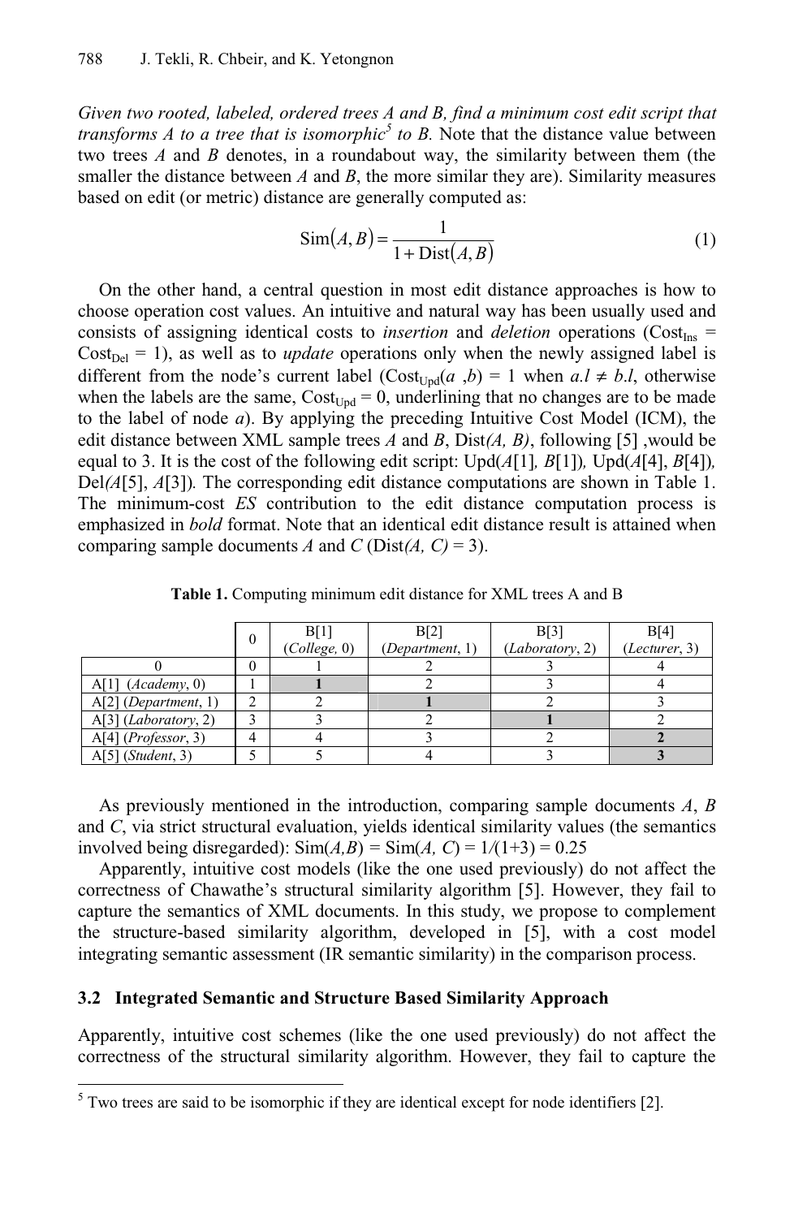*Given two rooted, labeled, ordered trees A and B, find a minimum cost edit script that transforms A to a tree that is isomorphic*[5] *to B.* Note that the distance value between two trees *A* and *B* denotes, in a roundabout way, the similarity between them (the smaller the distance between *A* and *B*, the more similar they are). Similarity measures based on edit (or metric) distance are generally computed as:

$$\text{Sim}(A, B) = \frac{1}{1 + \text{Dist}(A, B)} \tag{1}$$

On the other hand, a central question in most edit distance approaches is how to choose operation cost values. An intuitive and natural way has been usually used and consists of assigning identical costs to *insertion* and *deletion* operations ($\text{Cost}_{\text{Ins}} = \text{Cost}_{\text{Del}} = 1$), as well as to *update* operations only when the newly assigned label is different from the node's current label ($\text{Cost}_{\text{Upd}}(a, b) = 1$ when $a.l \neq b.l$, otherwise when the labels are the same, $\text{Cost}_{\text{Upd}} = 0$, underlining that no changes are to be made to the label of node *a*). By applying the preceding Intuitive Cost Model (ICM), the edit distance between XML sample trees *A* and *B*, Dist*(A, B)*, following [5] ,would be equal to 3. It is the cost of the following edit script: Upd(*A*[1]*, B*[1])*,* Upd(*A*[4]*, B*[4])*,* Del*(A*[5]*, A*[3])*.* The corresponding edit distance computations are shown in Table 1. The minimum-cost *ES* contribution to the edit distance computation process is emphasized in **bold** format. Note that an identical edit distance result is attained when comparing sample documents *A* and *C* (Dist*(A, C)* = 3).

**Table 1.** Computing minimum edit distance for XML trees A and B

| | 0 | B[1] (*College*, 0) | B[2] (*Department*, 1) | B[3] (*Laboratory*, 2) | B[4] (*Lecturer*, 3) |
|---|---|---|---|---|---|
| 0 | 0 | 1 | 2 | 3 | 4 |
| A[1] (*Academy*, 0) | 1 | **1** | 2 | 3 | 4 |
| A[2] (*Department*, 1) | 2 | 2 | **1** | 2 | 3 |
| A[3] (*Laboratory*, 2) | 3 | 3 | 2 | **1** | 2 |
| A[4] (*Professor*, 3) | 4 | 4 | 3 | 2 | **2** |
| A[5] (*Student*, 3) | 5 | 5 | 4 | 3 | **3** |

As previously mentioned in the introduction, comparing sample documents *A*, *B* and *C*, via strict structural evaluation, yields identical similarity values (the semantics involved being disregarded): Sim(*A,B*) = Sim(*A, C*) = 1/(1+3) = 0.25

Apparently, intuitive cost models (like the one used previously) do not affect the correctness of Chawathe's structural similarity algorithm [5]. However, they fail to capture the semantics of XML documents. In this study, we propose to complement the structure-based similarity algorithm, developed in [5], with a cost model integrating semantic assessment (IR semantic similarity) in the comparison process.

### 3.2 Integrated Semantic and Structure Based Similarity Approach

Apparently, intuitive cost schemes (like the one used previously) do not affect the correctness of the structural similarity algorithm. However, they fail to capture the

[5] Two trees are said to be isomorphic if they are identical except for node identifiers [2].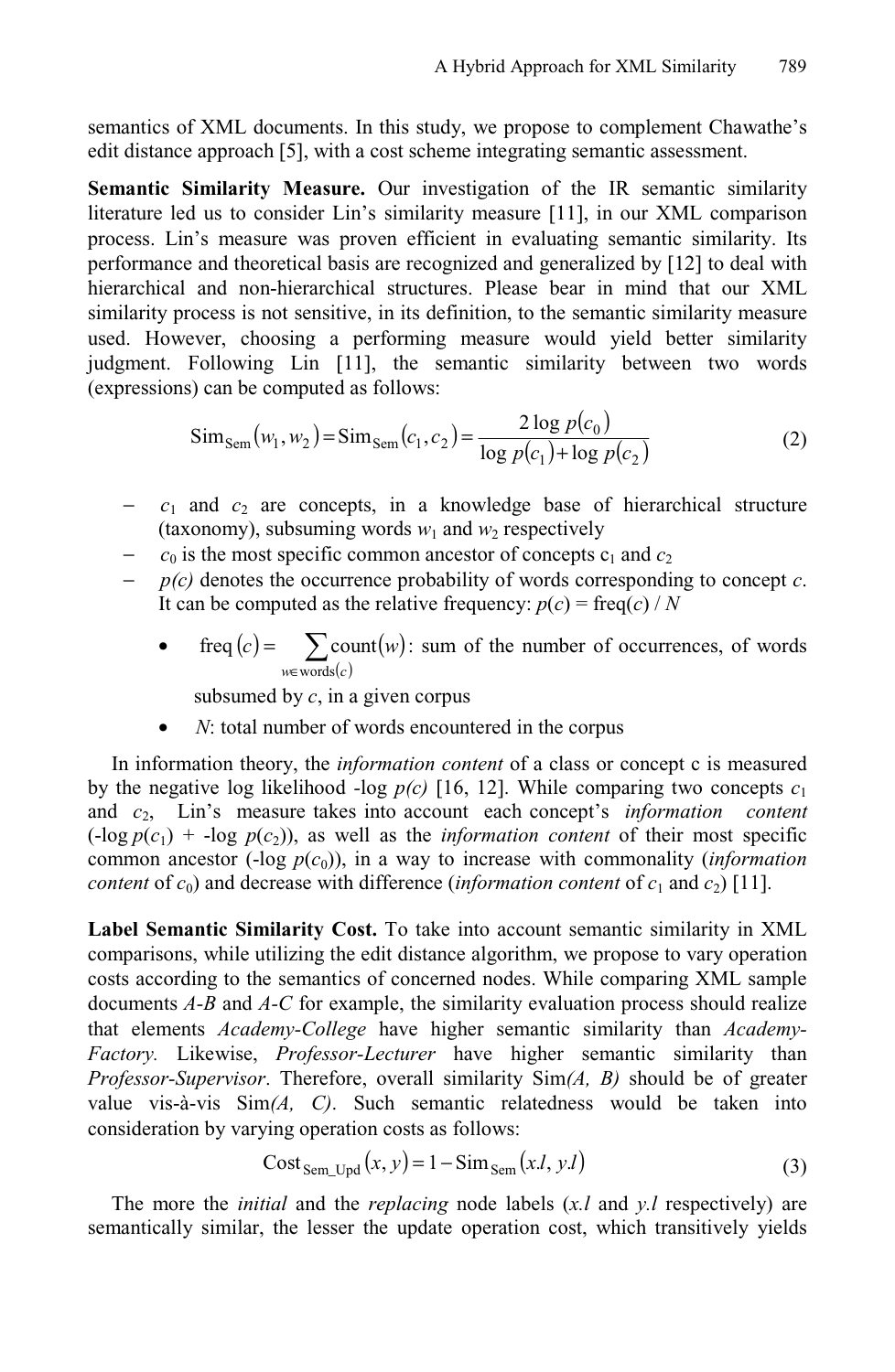semantics of XML documents. In this study, we propose to complement Chawathe's edit distance approach [5], with a cost scheme integrating semantic assessment.

**Semantic Similarity Measure.** Our investigation of the IR semantic similarity literature led us to consider Lin's similarity measure [11], in our XML comparison process. Lin's measure was proven efficient in evaluating semantic similarity. Its performance and theoretical basis are recognized and generalized by [12] to deal with hierarchical and non-hierarchical structures. Please bear in mind that our XML similarity process is not sensitive, in its definition, to the semantic similarity measure used. However, choosing a performing measure would yield better similarity judgment. Following Lin [11], the semantic similarity between two words (expressions) can be computed as follows:

$$\mathrm{Sim}_{\mathrm{Sem}}(w_1, w_2) = \mathrm{Sim}_{\mathrm{Sem}}(c_1, c_2) = \frac{2 \log p(c_0)}{\log p(c_1) + \log p(c_2)} \tag{2}$$

- $c_1$ and $c_2$ are concepts, in a knowledge base of hierarchical structure (taxonomy), subsuming words $w_1$ and $w_2$ respectively
- $c_0$ is the most specific common ancestor of concepts $c_1$ and $c_2$
- $p(c)$ denotes the occurrence probability of words corresponding to concept $c$. It can be computed as the relative frequency: $p(c) = \mathrm{freq}(c) / N$
  - $\mathrm{freq}(c) = \sum_{w \in \mathrm{words}(c)} \mathrm{count}(w)$: sum of the number of occurrences, of words subsumed by $c$, in a given corpus
  - $N$: total number of words encountered in the corpus

In information theory, the *information content* of a class or concept c is measured by the negative log likelihood $-\log p(c)$ [16, 12]. While comparing two concepts $c_1$ and $c_2$, Lin's measure takes into account each concept's *information content* ($-\log p(c_1) + -\log p(c_2)$), as well as the *information content* of their most specific common ancestor ($-\log p(c_0)$), in a way to increase with commonality (*information content* of $c_0$) and decrease with difference (*information content* of $c_1$ and $c_2$) [11].

**Label Semantic Similarity Cost.** To take into account semantic similarity in XML comparisons, while utilizing the edit distance algorithm, we propose to vary operation costs according to the semantics of concerned nodes. While comparing XML sample documents *A-B* and *A-C* for example, the similarity evaluation process should realize that elements *Academy-College* have higher semantic similarity than *Academy-Factory.* Likewise, *Professor-Lecturer* have higher semantic similarity than *Professor-Supervisor*. Therefore, overall similarity Sim*(A, B)* should be of greater value vis-à-vis Sim*(A, C)*. Such semantic relatedness would be taken into consideration by varying operation costs as follows:

$$\mathrm{Cost}_{\mathrm{Sem\_Upd}}(x, y) = 1 - \mathrm{Sim}_{\mathrm{Sem}}(x.l, y.l) \tag{3}$$

The more the *initial* and the *replacing* node labels ($x.l$ and $y.l$ respectively) are semantically similar, the lesser the update operation cost, which transitively yields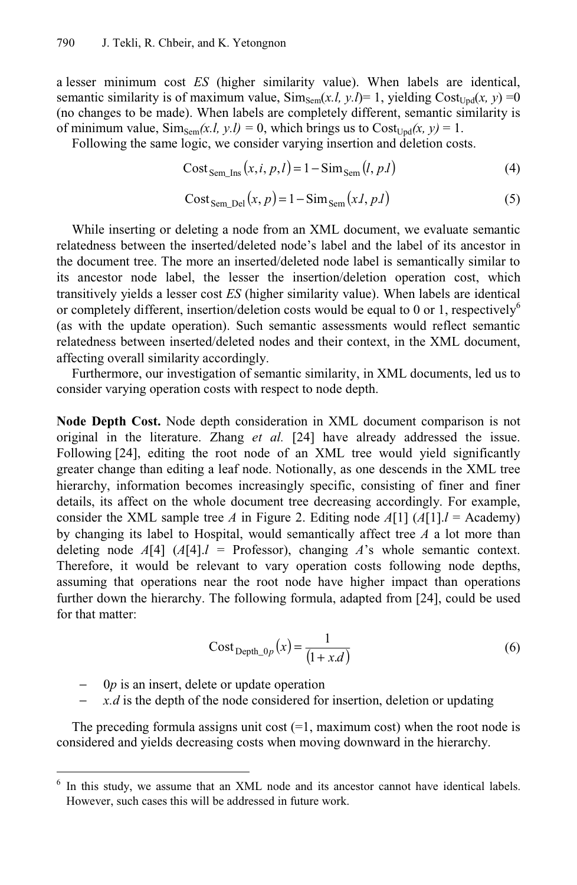a lesser minimum cost *ES* (higher similarity value). When labels are identical, semantic similarity is of maximum value, $\text{Sim}_{\text{Sem}}(x.l, y.l) = 1$, yielding $\text{Cost}_{\text{Upd}}(x, y) = 0$ (no changes to be made). When labels are completely different, semantic similarity is of minimum value, $\text{Sim}_{\text{Sem}}(x.l, y.l) = 0$, which brings us to $\text{Cost}_{\text{Upd}}(x, y) = 1$.

Following the same logic, we consider varying insertion and deletion costs.

$$\text{Cost}_{\text{Sem\_Ins}}(x, i, p, l) = 1 - \text{Sim}_{\text{Sem}}(l, p.l) \tag{4}$$

$$\text{Cost}_{\text{Sem\_Del}}(x, p) = 1 - \text{Sim}_{\text{Sem}}(x.l, p.l) \tag{5}$$

While inserting or deleting a node from an XML document, we evaluate semantic relatedness between the inserted/deleted node's label and the label of its ancestor in the document tree. The more an inserted/deleted node label is semantically similar to its ancestor node label, the lesser the insertion/deletion operation cost, which transitively yields a lesser cost *ES* (higher similarity value). When labels are identical or completely different, insertion/deletion costs would be equal to 0 or 1, respectively[6] (as with the update operation). Such semantic assessments would reflect semantic relatedness between inserted/deleted nodes and their context, in the XML document, affecting overall similarity accordingly.

Furthermore, our investigation of semantic similarity, in XML documents, led us to consider varying operation costs with respect to node depth.

**Node Depth Cost.** Node depth consideration in XML document comparison is not original in the literature. Zhang *et al.* [24] have already addressed the issue. Following [24], editing the root node of an XML tree would yield significantly greater change than editing a leaf node. Notionally, as one descends in the XML tree hierarchy, information becomes increasingly specific, consisting of finer and finer details, its affect on the whole document tree decreasing accordingly. For example, consider the XML sample tree *A* in Figure 2. Editing node *A*[1] (*A*[1].*l* = Academy) by changing its label to Hospital, would semantically affect tree *A* a lot more than deleting node *A*[4] (*A*[4].*l* = Professor), changing *A*'s whole semantic context. Therefore, it would be relevant to vary operation costs following node depths, assuming that operations near the root node have higher impact than operations further down the hierarchy. The following formula, adapted from [24], could be used for that matter:

$$\text{Cost}_{\text{Depth\_0}p}(x) = \frac{1}{(1 + x.d)} \tag{6}$$

- $0p$ is an insert, delete or update operation
- $x.d$ is the depth of the node considered for insertion, deletion or updating

The preceding formula assigns unit cost (=1, maximum cost) when the root node is considered and yields decreasing costs when moving downward in the hierarchy.

---

[6] In this study, we assume that an XML node and its ancestor cannot have identical labels. However, such cases this will be addressed in future work.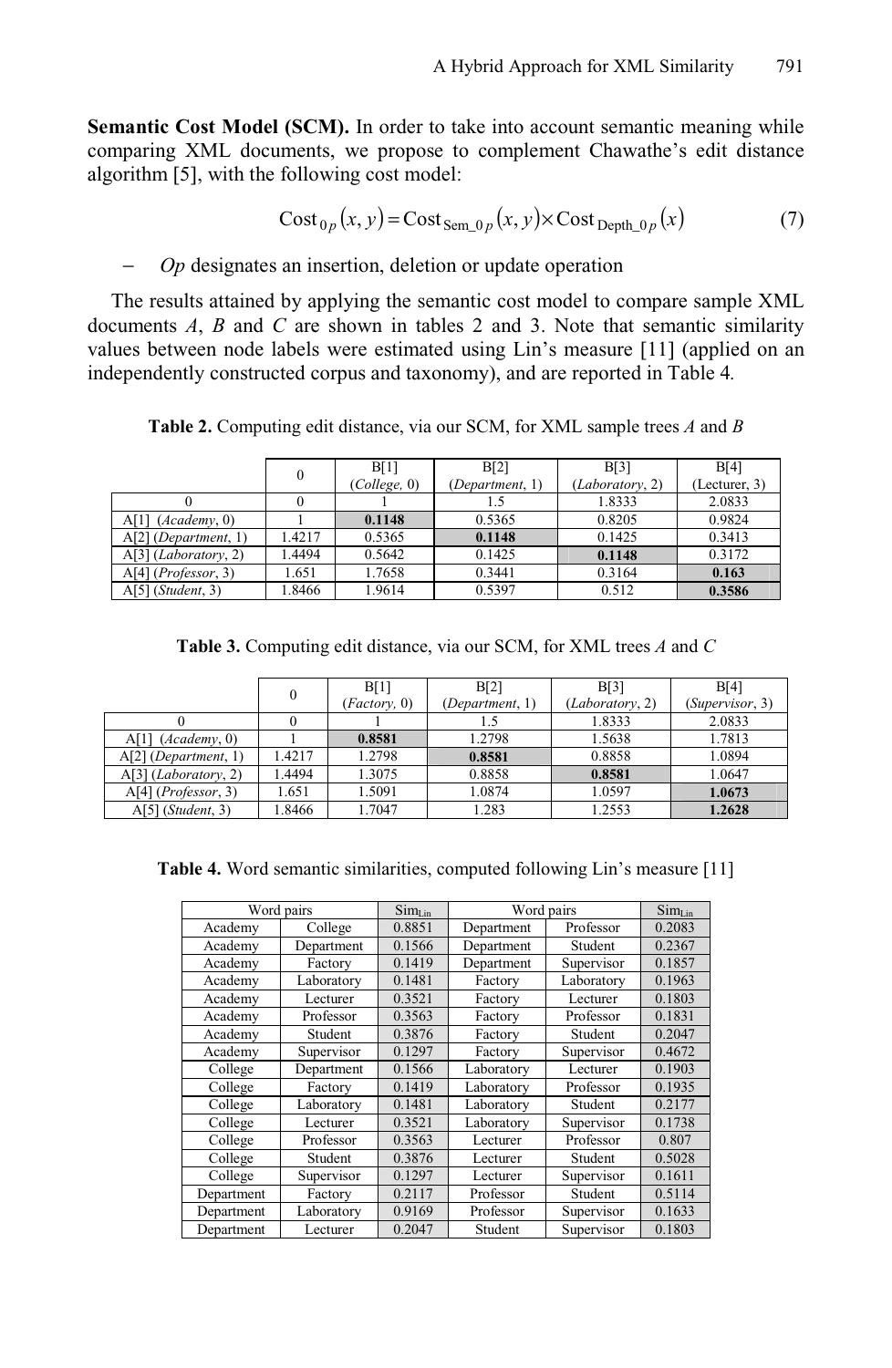**Semantic Cost Model (SCM).** In order to take into account semantic meaning while comparing XML documents, we propose to complement Chawathe's edit distance algorithm [5], with the following cost model:

$$\text{Cost}_{0p}(x, y) = \text{Cost}_{\text{Sem\_}0p}(x, y) \times \text{Cost}_{\text{Depth\_}0p}(x) \tag{7}$$

– *Op* designates an insertion, deletion or update operation

The results attained by applying the semantic cost model to compare sample XML documents *A*, *B* and *C* are shown in tables 2 and 3. Note that semantic similarity values between node labels were estimated using Lin's measure [11] (applied on an independently constructed corpus and taxonomy), and are reported in Table 4.

**Table 2.** Computing edit distance, via our SCM, for XML sample trees *A* and *B*

| | 0 | B[1] (*College*, 0) | B[2] (*Department*, 1) | B[3] (*Laboratory*, 2) | B[4] (Lecturer, 3) |
|---|---|---|---|---|---|
| 0 | 0 | 1 | 1.5 | 1.8333 | 2.0833 |
| A[1] (*Academy*, 0) | 1 | **0.1148** | 0.5365 | 0.8205 | 0.9824 |
| A[2] (*Department*, 1) | 1.4217 | 0.5365 | **0.1148** | 0.1425 | 0.3413 |
| A[3] (*Laboratory*, 2) | 1.4494 | 0.5642 | 0.1425 | **0.1148** | 0.3172 |
| A[4] (*Professor*, 3) | 1.651 | 1.7658 | 0.3441 | 0.3164 | **0.163** |
| A[5] (*Student*, 3) | 1.8466 | 1.9614 | 0.5397 | 0.512 | **0.3586** |

**Table 3.** Computing edit distance, via our SCM, for XML trees *A* and *C*

| | 0 | B[1] (*Factory*, 0) | B[2] (*Department*, 1) | B[3] (*Laboratory*, 2) | B[4] (*Supervisor*, 3) |
|---|---|---|---|---|---|
| 0 | 0 | 1 | 1.5 | 1.8333 | 2.0833 |
| A[1] (*Academy*, 0) | 1 | **0.8581** | 1.2798 | 1.5638 | 1.7813 |
| A[2] (*Department*, 1) | 1.4217 | 1.2798 | **0.8581** | 0.8858 | 1.0894 |
| A[3] (*Laboratory*, 2) | 1.4494 | 1.3075 | 0.8858 | **0.8581** | 1.0647 |
| A[4] (*Professor*, 3) | 1.651 | 1.5091 | 1.0874 | 1.0597 | **1.0673** |
| A[5] (*Student*, 3) | 1.8466 | 1.7047 | 1.283 | 1.2553 | **1.2628** |

**Table 4.** Word semantic similarities, computed following Lin's measure [11]

| Word pairs | | $Sim_{Lin}$ | Word pairs | | $Sim_{Lin}$ |
|---|---|---|---|---|---|
| Academy | College | 0.8851 | Department | Professor | 0.2083 |
| Academy | Department | 0.1566 | Department | Student | 0.2367 |
| Academy | Factory | 0.1419 | Department | Supervisor | 0.1857 |
| Academy | Laboratory | 0.1481 | Factory | Laboratory | 0.1963 |
| Academy | Lecturer | 0.3521 | Factory | Lecturer | 0.1803 |
| Academy | Professor | 0.3563 | Factory | Professor | 0.1831 |
| Academy | Student | 0.3876 | Factory | Student | 0.2047 |
| Academy | Supervisor | 0.1297 | Factory | Supervisor | 0.4672 |
| College | Department | 0.1566 | Laboratory | Lecturer | 0.1903 |
| College | Factory | 0.1419 | Laboratory | Professor | 0.1935 |
| College | Laboratory | 0.1481 | Laboratory | Student | 0.2177 |
| College | Lecturer | 0.3521 | Laboratory | Supervisor | 0.1738 |
| College | Professor | 0.3563 | Lecturer | Professor | 0.807 |
| College | Student | 0.3876 | Lecturer | Student | 0.5028 |
| College | Supervisor | 0.1297 | Lecturer | Supervisor | 0.1611 |
| Department | Factory | 0.2117 | Professor | Student | 0.5114 |
| Department | Laboratory | 0.9169 | Professor | Supervisor | 0.1633 |
| Department | Lecturer | 0.2047 | Student | Supervisor | 0.1803 |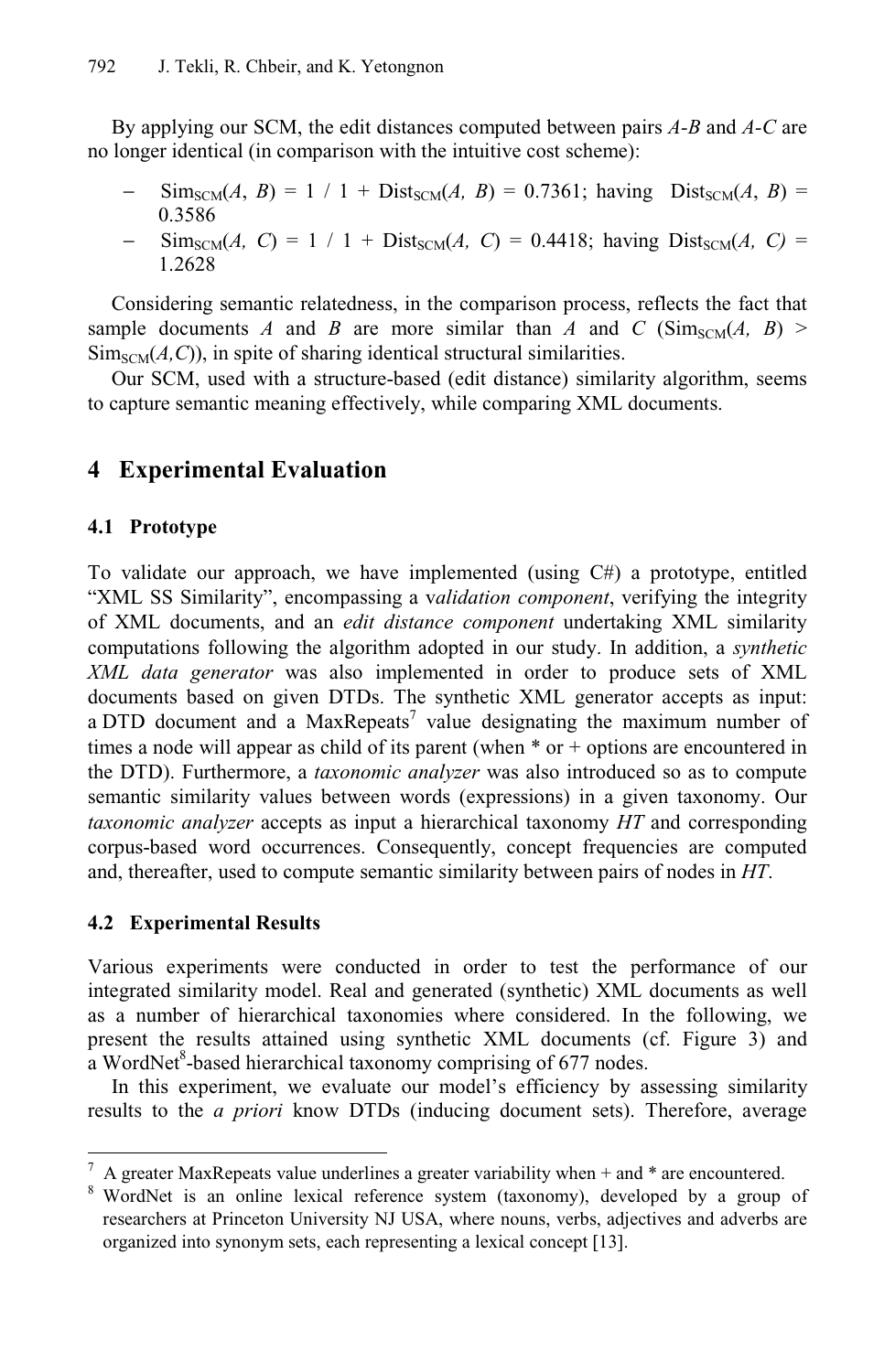By applying our SCM, the edit distances computed between pairs *A*-*B* and *A*-*C* are no longer identical (in comparison with the intuitive cost scheme):

- $Sim_{SCM}(A, B) = 1 / 1 + Dist_{SCM}(A, B) = 0.7361$; having $Dist_{SCM}(A, B) = 0.3586$
- $Sim_{SCM}(A, C) = 1 / 1 + Dist_{SCM}(A, C) = 0.4418$; having $Dist_{SCM}(A, C) = 1.2628$

Considering semantic relatedness, in the comparison process, reflects the fact that sample documents *A* and *B* are more similar than *A* and *C* ($Sim_{SCM}(A, B) > Sim_{SCM}(A, C)$), in spite of sharing identical structural similarities.

Our SCM, used with a structure-based (edit distance) similarity algorithm, seems to capture semantic meaning effectively, while comparing XML documents.

## 4 Experimental Evaluation

### 4.1 Prototype

To validate our approach, we have implemented (using C#) a prototype, entitled "XML SS Similarity", encompassing a v*alidation component*, verifying the integrity of XML documents, and an *edit distance component* undertaking XML similarity computations following the algorithm adopted in our study. In addition, a *synthetic XML data generator* was also implemented in order to produce sets of XML documents based on given DTDs. The synthetic XML generator accepts as input: a DTD document and a MaxRepeats[7] value designating the maximum number of times a node will appear as child of its parent (when * or + options are encountered in the DTD). Furthermore, a *taxonomic analyzer* was also introduced so as to compute semantic similarity values between words (expressions) in a given taxonomy. Our *taxonomic analyzer* accepts as input a hierarchical taxonomy *HT* and corresponding corpus-based word occurrences. Consequently, concept frequencies are computed and, thereafter, used to compute semantic similarity between pairs of nodes in *HT*.

### 4.2 Experimental Results

Various experiments were conducted in order to test the performance of our integrated similarity model. Real and generated (synthetic) XML documents as well as a number of hierarchical taxonomies where considered. In the following, we present the results attained using synthetic XML documents (cf. Figure 3) and a WordNet[8]-based hierarchical taxonomy comprising of 677 nodes.

In this experiment, we evaluate our model's efficiency by assessing similarity results to the *a priori* know DTDs (inducing document sets). Therefore, average

---

[7] A greater MaxRepeats value underlines a greater variability when + and * are encountered.

[8] WordNet is an online lexical reference system (taxonomy), developed by a group of researchers at Princeton University NJ USA, where nouns, verbs, adjectives and adverbs are organized into synonym sets, each representing a lexical concept [13].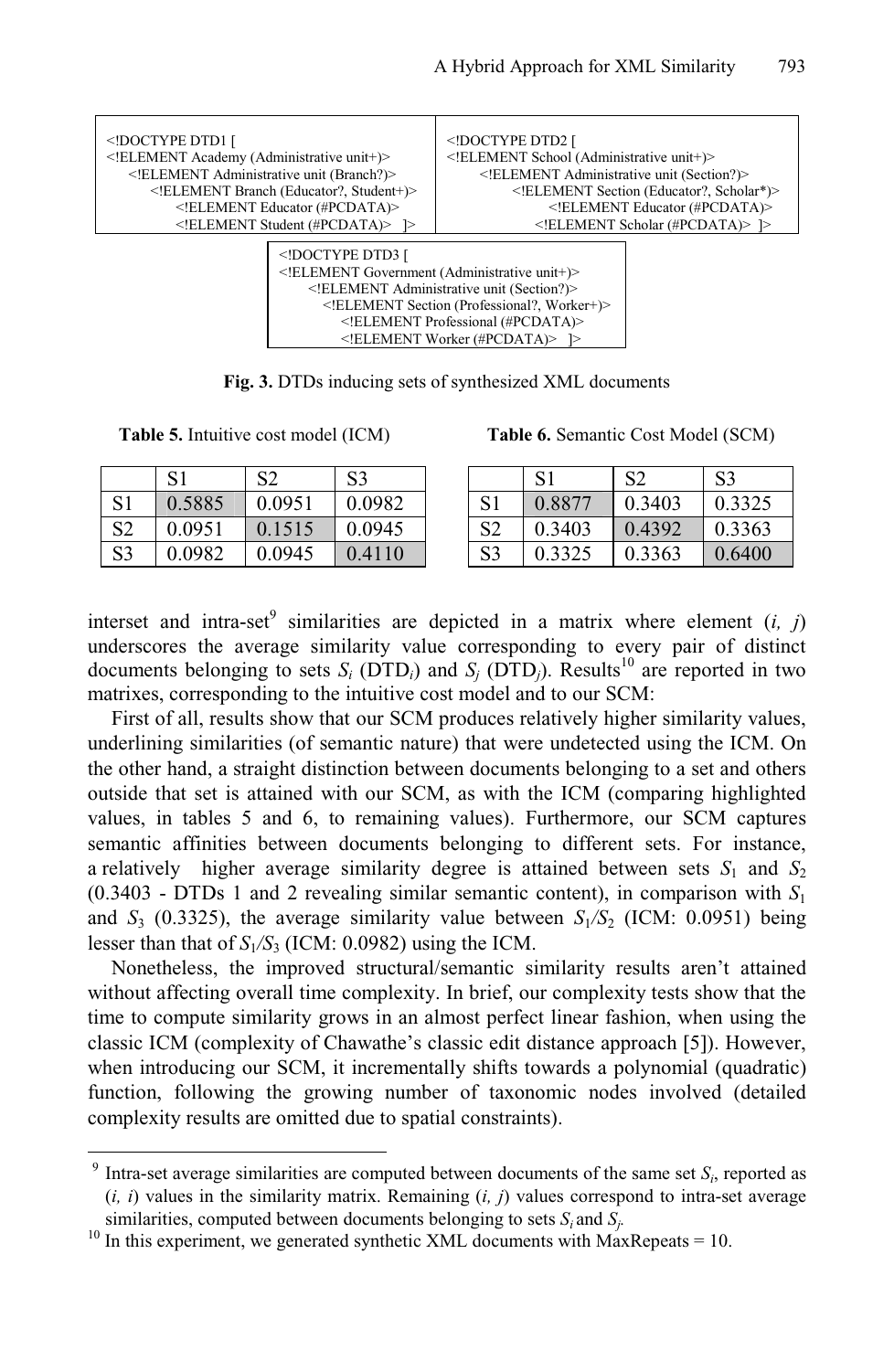```
<!DOCTYPE DTD1 [
<!ELEMENT Academy (Administrative unit+)>
    <!ELEMENT Administrative unit (Branch?)>
        <!ELEMENT Branch (Educator?, Student+)>
            <!ELEMENT Educator (#PCDATA)>
            <!ELEMENT Student (#PCDATA)>   ]>
```

```
<!DOCTYPE DTD2 [
<!ELEMENT School (Administrative unit+)>
    <!ELEMENT Administrative unit (Section?)>
        <!ELEMENT Section (Educator?, Scholar*)>
            <!ELEMENT Educator (#PCDATA)>
            <!ELEMENT Scholar (#PCDATA)>  ]>
```

```
<!DOCTYPE DTD3 [
<!ELEMENT Government (Administrative unit+)>
    <!ELEMENT Administrative unit (Section?)>
        <!ELEMENT Section (Professional?, Worker+)>
            <!ELEMENT Professional (#PCDATA)>
            <!ELEMENT Worker (#PCDATA)>   ]>
```

**Fig. 3.** DTDs inducing sets of synthesized XML documents

**Table 5.** Intuitive cost model (ICM)

| | S1 | S2 | S3 |
|---|---|---|---|
| S1 | 0.5885 | 0.0951 | 0.0982 |
| S2 | 0.0951 | 0.1515 | 0.0945 |
| S3 | 0.0982 | 0.0945 | 0.4110 |

**Table 6.** Semantic Cost Model (SCM)

| | S1 | S2 | S3 |
|---|---|---|---|
| S1 | 0.8877 | 0.3403 | 0.3325 |
| S2 | 0.3403 | 0.4392 | 0.3363 |
| S3 | 0.3325 | 0.3363 | 0.6400 |

interset and intra-set[9] similarities are depicted in a matrix where element $(i, j)$ underscores the average similarity value corresponding to every pair of distinct documents belonging to sets $S_i$ ($DTD_i$) and $S_j$ ($DTD_j$). Results[10] are reported in two matrixes, corresponding to the intuitive cost model and to our SCM:

First of all, results show that our SCM produces relatively higher similarity values, underlining similarities (of semantic nature) that were undetected using the ICM. On the other hand, a straight distinction between documents belonging to a set and others outside that set is attained with our SCM, as with the ICM (comparing highlighted values, in tables 5 and 6, to remaining values). Furthermore, our SCM captures semantic affinities between documents belonging to different sets. For instance, a relatively higher average similarity degree is attained between sets $S_1$ and $S_2$ (0.3403 - DTDs 1 and 2 revealing similar semantic content), in comparison with $S_1$ and $S_3$ (0.3325), the average similarity value between $S_1/S_2$ (ICM: 0.0951) being lesser than that of $S_1/S_3$ (ICM: 0.0982) using the ICM.

Nonetheless, the improved structural/semantic similarity results aren't attained without affecting overall time complexity. In brief, our complexity tests show that the time to compute similarity grows in an almost perfect linear fashion, when using the classic ICM (complexity of Chawathe's classic edit distance approach [5]). However, when introducing our SCM, it incrementally shifts towards a polynomial (quadratic) function, following the growing number of taxonomic nodes involved (detailed complexity results are omitted due to spatial constraints).

---

[9] Intra-set average similarities are computed between documents of the same set $S_i$, reported as $(i, i)$ values in the similarity matrix. Remaining $(i, j)$ values correspond to intra-set average similarities, computed between documents belonging to sets $S_i$ and $S_j$.

[10] In this experiment, we generated synthetic XML documents with MaxRepeats = 10.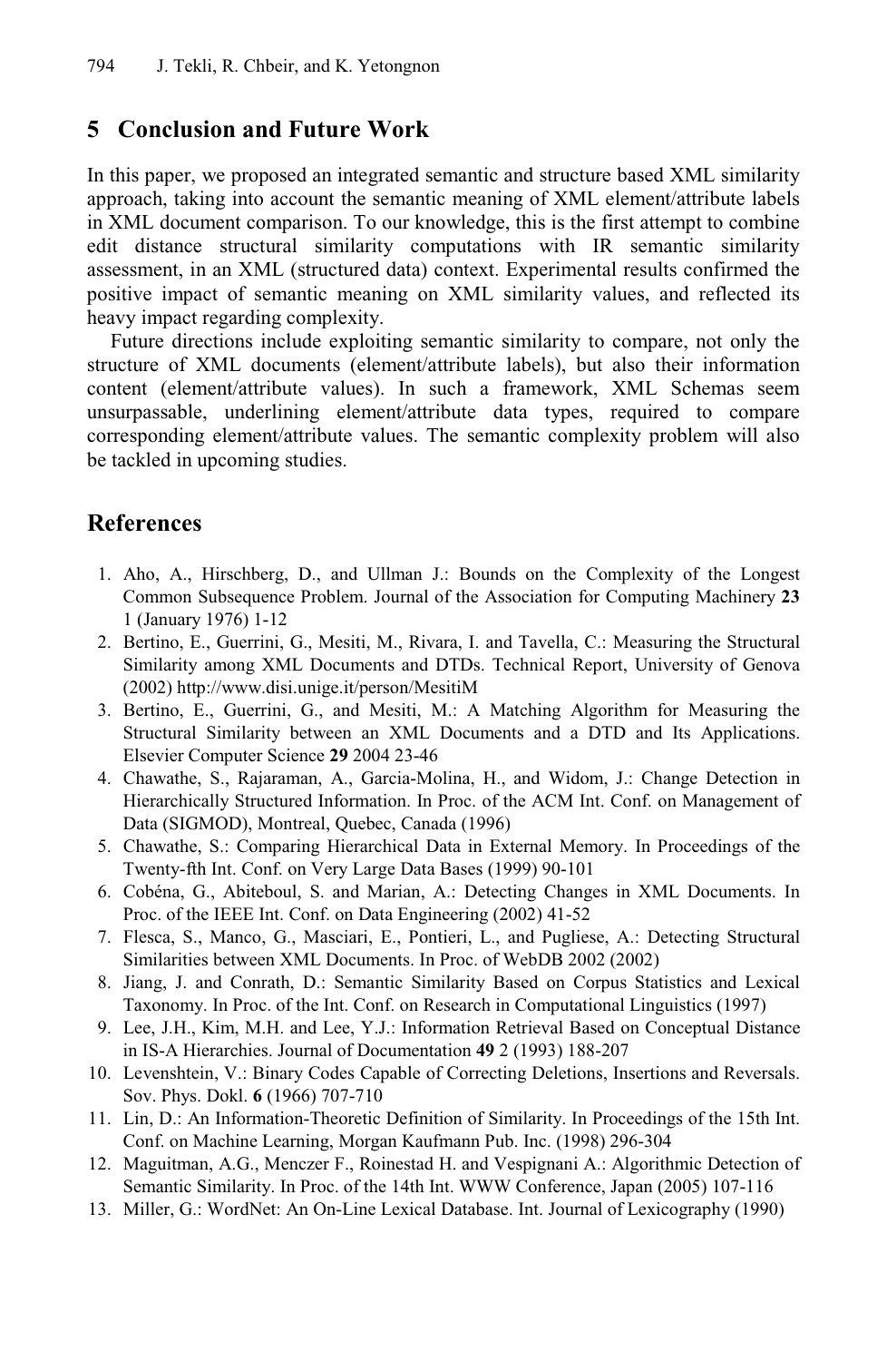## 5 Conclusion and Future Work

In this paper, we proposed an integrated semantic and structure based XML similarity approach, taking into account the semantic meaning of XML element/attribute labels in XML document comparison. To our knowledge, this is the first attempt to combine edit distance structural similarity computations with IR semantic similarity assessment, in an XML (structured data) context. Experimental results confirmed the positive impact of semantic meaning on XML similarity values, and reflected its heavy impact regarding complexity.

Future directions include exploiting semantic similarity to compare, not only the structure of XML documents (element/attribute labels), but also their information content (element/attribute values). In such a framework, XML Schemas seem unsurpassable, underlining element/attribute data types, required to compare corresponding element/attribute values. The semantic complexity problem will also be tackled in upcoming studies.

## References

1. Aho, A., Hirschberg, D., and Ullman J.: Bounds on the Complexity of the Longest Common Subsequence Problem. Journal of the Association for Computing Machinery **23** 1 (January 1976) 1-12
2. Bertino, E., Guerrini, G., Mesiti, M., Rivara, I. and Tavella, C.: Measuring the Structural Similarity among XML Documents and DTDs. Technical Report, University of Genova (2002) http://www.disi.unige.it/person/MesitiM
3. Bertino, E., Guerrini, G., and Mesiti, M.: A Matching Algorithm for Measuring the Structural Similarity between an XML Documents and a DTD and Its Applications. Elsevier Computer Science **29** 2004 23-46
4. Chawathe, S., Rajaraman, A., Garcia-Molina, H., and Widom, J.: Change Detection in Hierarchically Structured Information. In Proc. of the ACM Int. Conf. on Management of Data (SIGMOD), Montreal, Quebec, Canada (1996)
5. Chawathe, S.: Comparing Hierarchical Data in External Memory. In Proceedings of the Twenty-fth Int. Conf. on Very Large Data Bases (1999) 90-101
6. Cobéna, G., Abiteboul, S. and Marian, A.: Detecting Changes in XML Documents. In Proc. of the IEEE Int. Conf. on Data Engineering (2002) 41-52
7. Flesca, S., Manco, G., Masciari, E., Pontieri, L., and Pugliese, A.: Detecting Structural Similarities between XML Documents. In Proc. of WebDB 2002 (2002)
8. Jiang, J. and Conrath, D.: Semantic Similarity Based on Corpus Statistics and Lexical Taxonomy. In Proc. of the Int. Conf. on Research in Computational Linguistics (1997)
9. Lee, J.H., Kim, M.H. and Lee, Y.J.: Information Retrieval Based on Conceptual Distance in IS-A Hierarchies. Journal of Documentation **49** 2 (1993) 188-207
10. Levenshtein, V.: Binary Codes Capable of Correcting Deletions, Insertions and Reversals. Sov. Phys. Dokl. **6** (1966) 707-710
11. Lin, D.: An Information-Theoretic Definition of Similarity. In Proceedings of the 15th Int. Conf. on Machine Learning, Morgan Kaufmann Pub. Inc. (1998) 296-304
12. Maguitman, A.G., Menczer F., Roinestad H. and Vespignani A.: Algorithmic Detection of Semantic Similarity. In Proc. of the 14th Int. WWW Conference, Japan (2005) 107-116
13. Miller, G.: WordNet: An On-Line Lexical Database. Int. Journal of Lexicography (1990)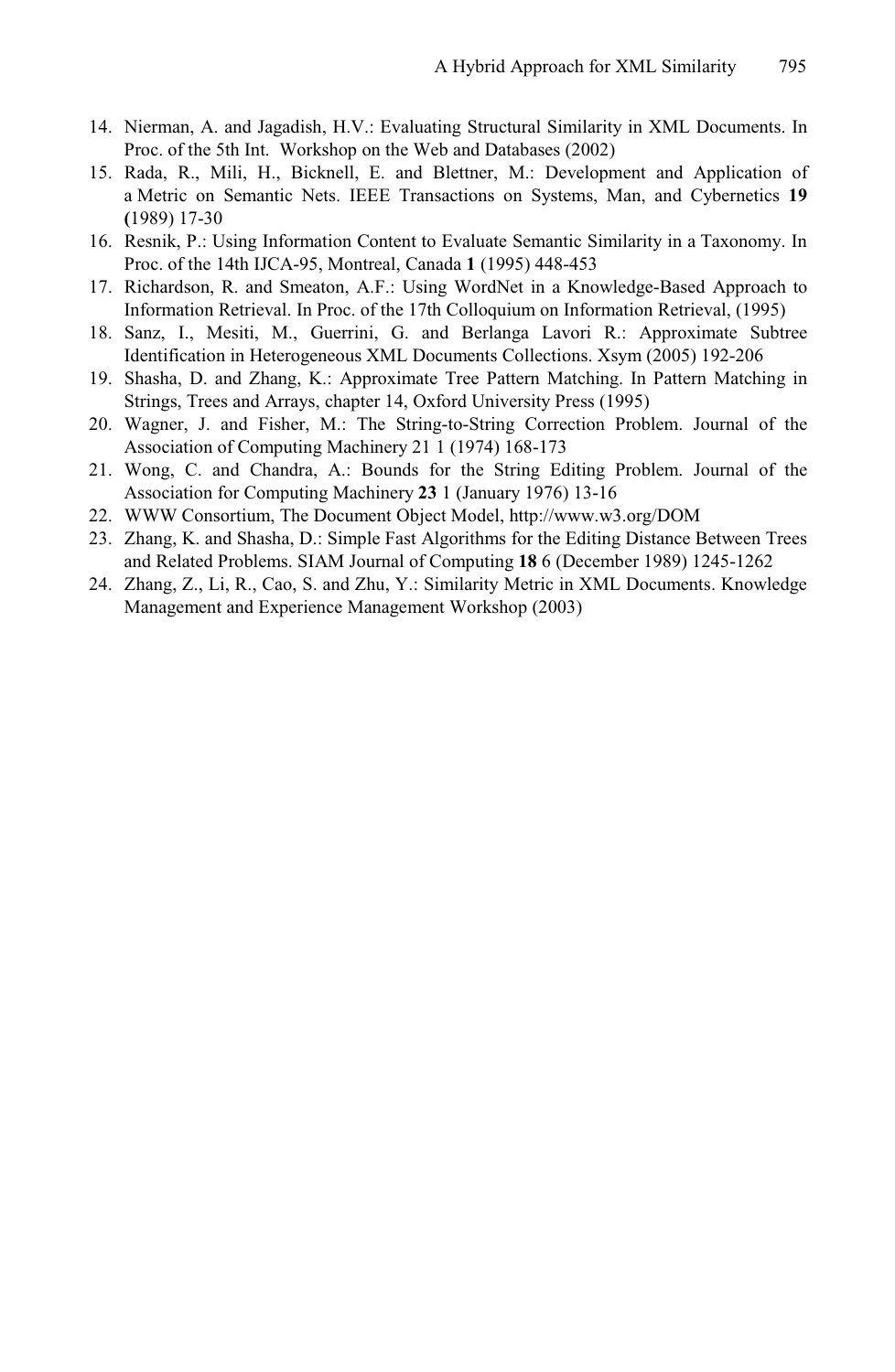14. Nierman, A. and Jagadish, H.V.: Evaluating Structural Similarity in XML Documents. In Proc. of the 5th Int. Workshop on the Web and Databases (2002)
15. Rada, R., Mili, H., Bicknell, E. and Blettner, M.: Development and Application of a Metric on Semantic Nets. IEEE Transactions on Systems, Man, and Cybernetics **19** **(**1989) 17-30
16. Resnik, P.: Using Information Content to Evaluate Semantic Similarity in a Taxonomy. In Proc. of the 14th IJCA-95, Montreal, Canada **1** (1995) 448-453
17. Richardson, R. and Smeaton, A.F.: Using WordNet in a Knowledge-Based Approach to Information Retrieval. In Proc. of the 17th Colloquium on Information Retrieval, (1995)
18. Sanz, I., Mesiti, M., Guerrini, G. and Berlanga Lavori R.: Approximate Subtree Identification in Heterogeneous XML Documents Collections. Xsym (2005) 192-206
19. Shasha, D. and Zhang, K.: Approximate Tree Pattern Matching. In Pattern Matching in Strings, Trees and Arrays, chapter 14, Oxford University Press (1995)
20. Wagner, J. and Fisher, M.: The String-to-String Correction Problem. Journal of the Association of Computing Machinery 21 1 (1974) 168-173
21. Wong, C. and Chandra, A.: Bounds for the String Editing Problem. Journal of the Association for Computing Machinery **23** 1 (January 1976) 13-16
22. WWW Consortium, The Document Object Model, http://www.w3.org/DOM
23. Zhang, K. and Shasha, D.: Simple Fast Algorithms for the Editing Distance Between Trees and Related Problems. SIAM Journal of Computing **18** 6 (December 1989) 1245-1262
24. Zhang, Z., Li, R., Cao, S. and Zhu, Y.: Similarity Metric in XML Documents. Knowledge Management and Experience Management Workshop (2003)